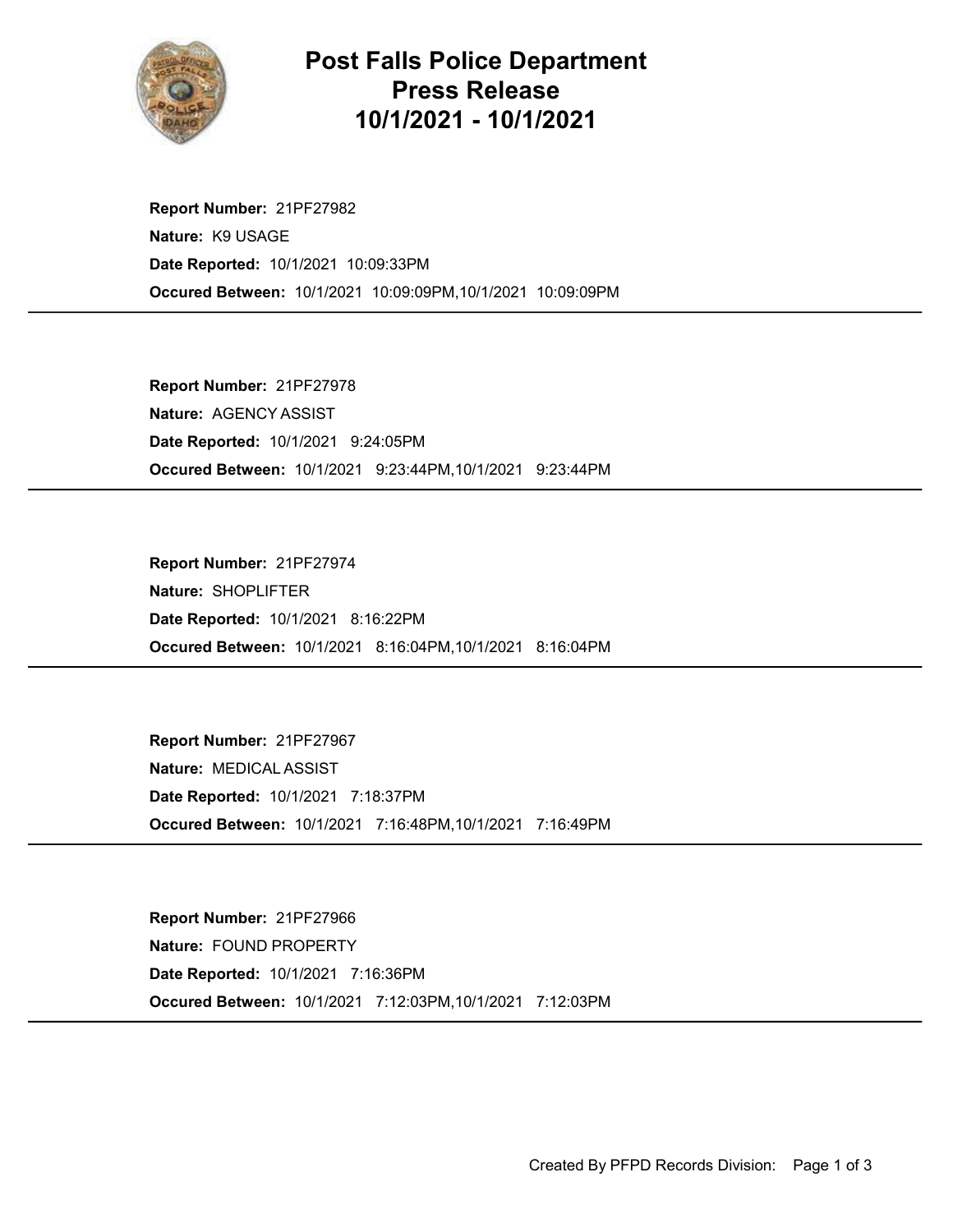# Post Falls Police Department
# Press Release
# 10/1/2021 - 10/1/2021

**Report Number:** 21PF27982
**Nature:** K9 USAGE
**Date Reported:** 10/1/2021 10:09:33PM
**Occured Between:** 10/1/2021 10:09:09PM,10/1/2021 10:09:09PM

---

**Report Number:** 21PF27978
**Nature:** AGENCY ASSIST
**Date Reported:** 10/1/2021 9:24:05PM
**Occured Between:** 10/1/2021 9:23:44PM,10/1/2021 9:23:44PM

---

**Report Number:** 21PF27974
**Nature:** SHOPLIFTER
**Date Reported:** 10/1/2021 8:16:22PM
**Occured Between:** 10/1/2021 8:16:04PM,10/1/2021 8:16:04PM

---

**Report Number:** 21PF27967
**Nature:** MEDICAL ASSIST
**Date Reported:** 10/1/2021 7:18:37PM
**Occured Between:** 10/1/2021 7:16:48PM,10/1/2021 7:16:49PM

---

**Report Number:** 21PF27966
**Nature:** FOUND PROPERTY
**Date Reported:** 10/1/2021 7:16:36PM
**Occured Between:** 10/1/2021 7:12:03PM,10/1/2021 7:12:03PM

---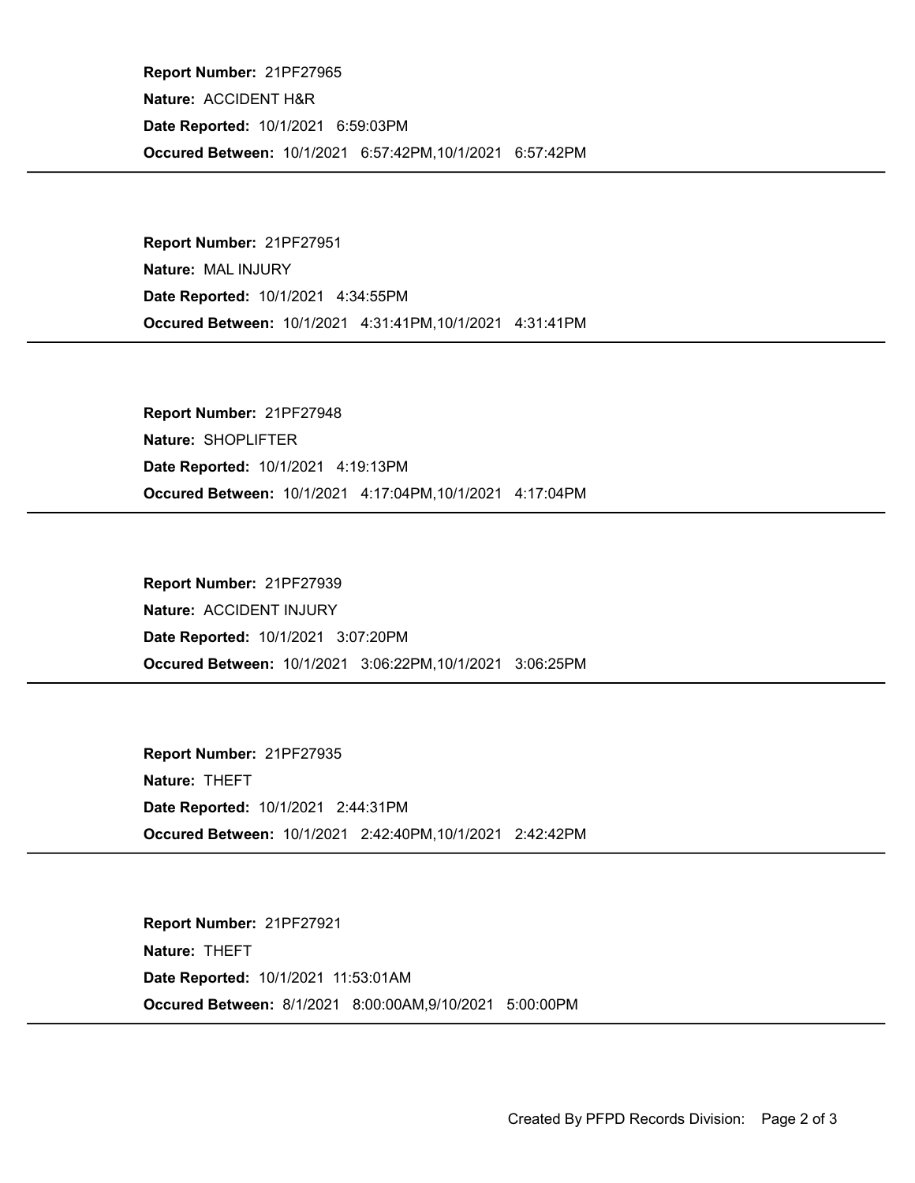**Report Number:** 21PF27965

**Nature:** ACCIDENT H&R

**Date Reported:** 10/1/2021 6:59:03PM

**Occured Between:** 10/1/2021 6:57:42PM,10/1/2021 6:57:42PM

---

**Report Number:** 21PF27951

**Nature:** MAL INJURY

**Date Reported:** 10/1/2021 4:34:55PM

**Occured Between:** 10/1/2021 4:31:41PM,10/1/2021 4:31:41PM

---

**Report Number:** 21PF27948

**Nature:** SHOPLIFTER

**Date Reported:** 10/1/2021 4:19:13PM

**Occured Between:** 10/1/2021 4:17:04PM,10/1/2021 4:17:04PM

---

**Report Number:** 21PF27939

**Nature:** ACCIDENT INJURY

**Date Reported:** 10/1/2021 3:07:20PM

**Occured Between:** 10/1/2021 3:06:22PM,10/1/2021 3:06:25PM

---

**Report Number:** 21PF27935

**Nature:** THEFT

**Date Reported:** 10/1/2021 2:44:31PM

**Occured Between:** 10/1/2021 2:42:40PM,10/1/2021 2:42:42PM

---

**Report Number:** 21PF27921

**Nature:** THEFT

**Date Reported:** 10/1/2021 11:53:01AM

**Occured Between:** 8/1/2021 8:00:00AM,9/10/2021 5:00:00PM

---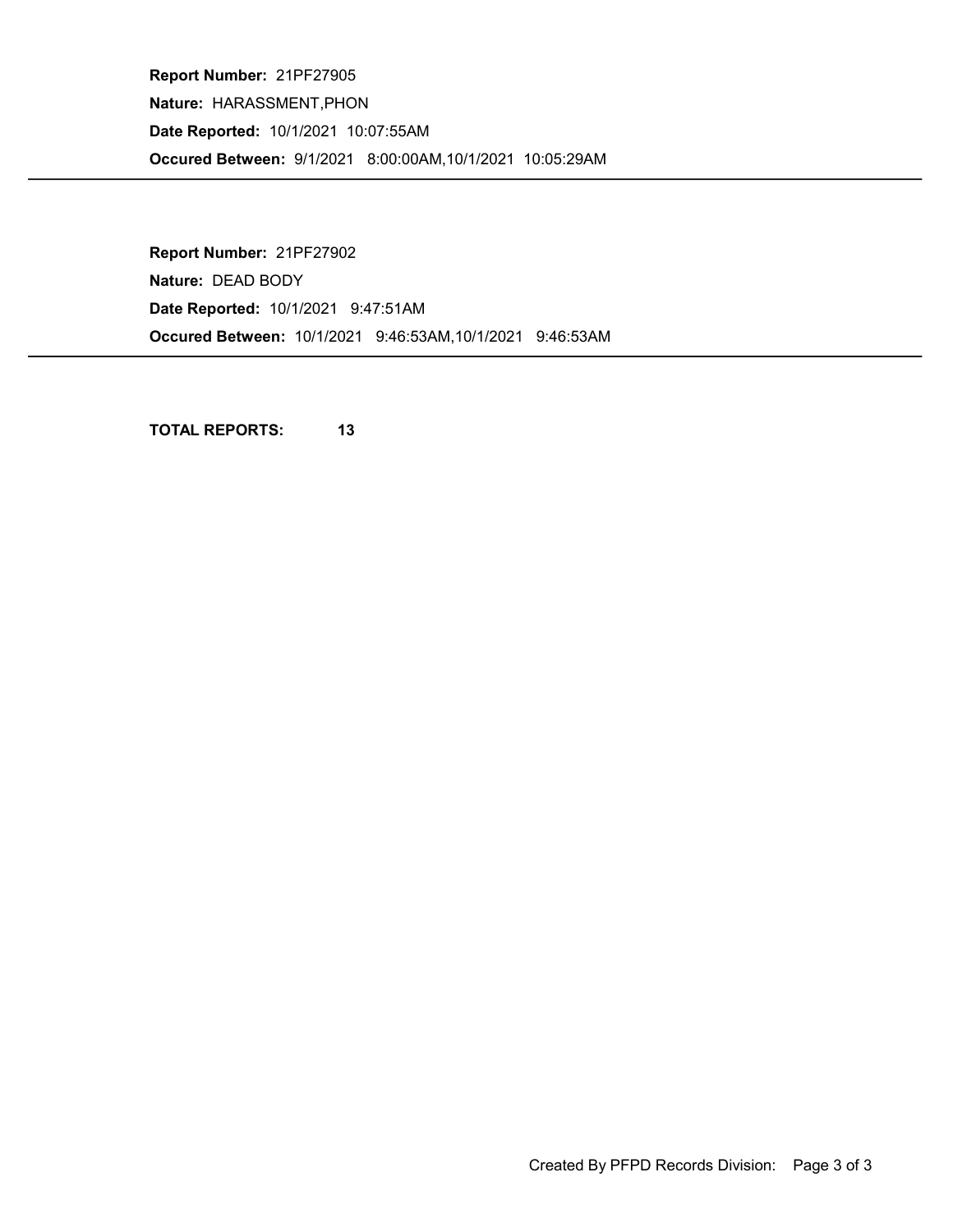**Report Number:** 21PF27905

**Nature:** HARASSMENT,PHON

**Date Reported:** 10/1/2021 10:07:55AM

**Occured Between:** 9/1/2021 8:00:00AM,10/1/2021 10:05:29AM

---

**Report Number:** 21PF27902

**Nature:** DEAD BODY

**Date Reported:** 10/1/2021 9:47:51AM

**Occured Between:** 10/1/2021 9:46:53AM,10/1/2021 9:46:53AM

---

**TOTAL REPORTS:** **13**

Created By PFPD Records Division: